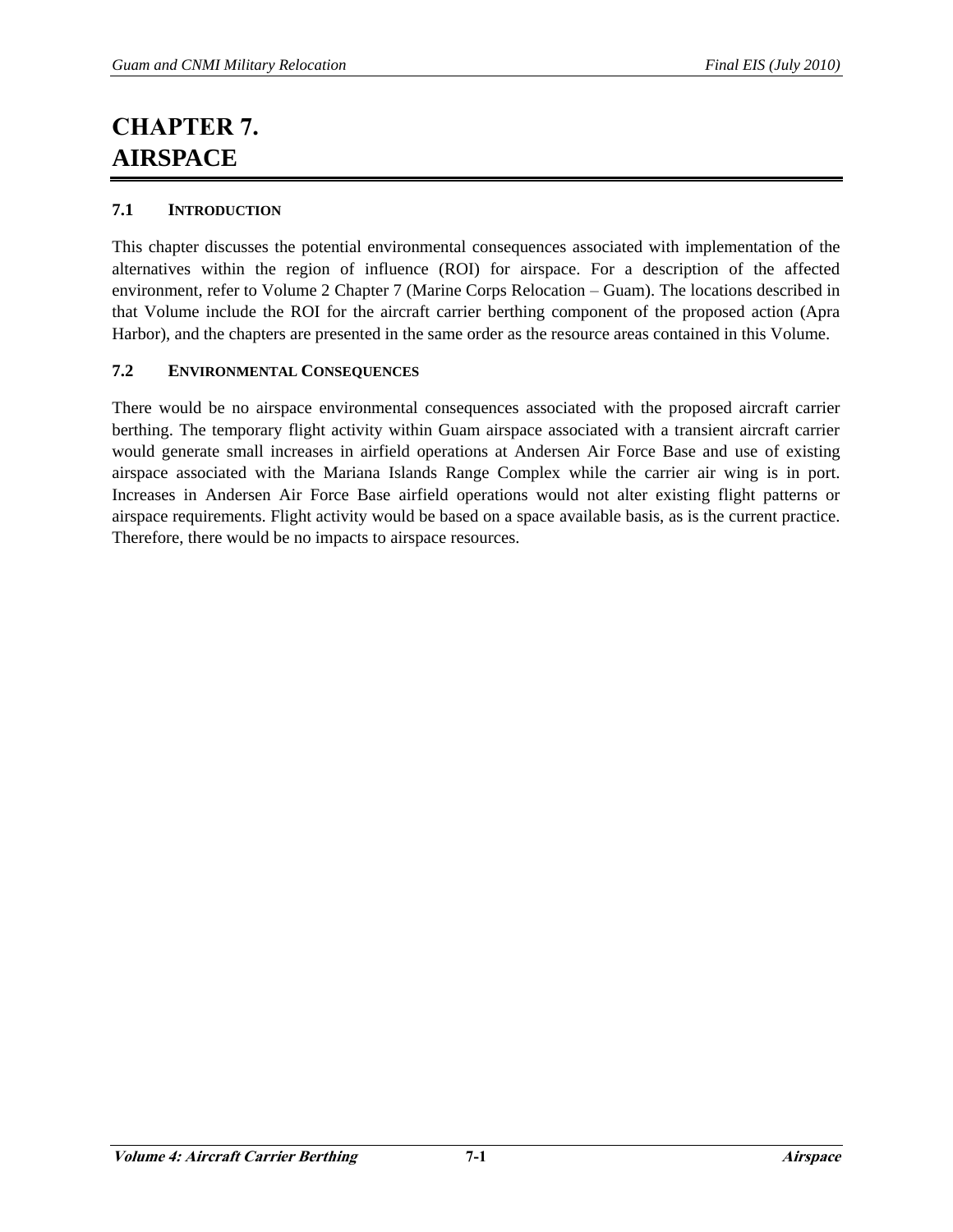# CHAPTER 7.
# AIRSPACE

## 7.1 INTRODUCTION

This chapter discusses the potential environmental consequences associated with implementation of the alternatives within the region of influence (ROI) for airspace. For a description of the affected environment, refer to Volume 2 Chapter 7 (Marine Corps Relocation – Guam). The locations described in that Volume include the ROI for the aircraft carrier berthing component of the proposed action (Apra Harbor), and the chapters are presented in the same order as the resource areas contained in this Volume.

## 7.2 ENVIRONMENTAL CONSEQUENCES

There would be no airspace environmental consequences associated with the proposed aircraft carrier berthing. The temporary flight activity within Guam airspace associated with a transient aircraft carrier would generate small increases in airfield operations at Andersen Air Force Base and use of existing airspace associated with the Mariana Islands Range Complex while the carrier air wing is in port. Increases in Andersen Air Force Base airfield operations would not alter existing flight patterns or airspace requirements. Flight activity would be based on a space available basis, as is the current practice. Therefore, there would be no impacts to airspace resources.